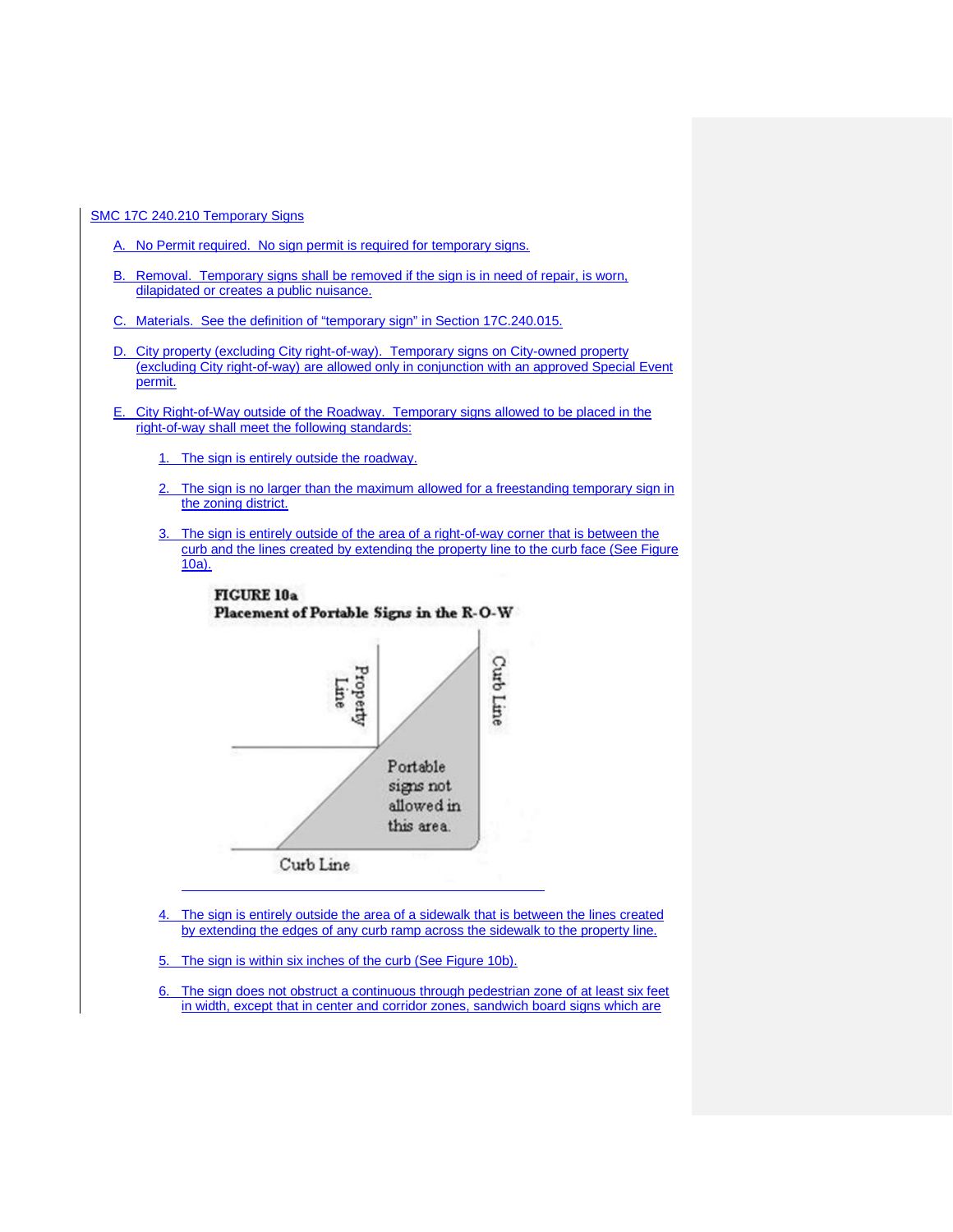SMC 17C 240.210 Temporary Signs

A. No Permit required. No sign permit is required for temporary signs.

B. Removal. Temporary signs shall be removed if the sign is in need of repair, is worn, dilapidated or creates a public nuisance.

C. Materials. See the definition of "temporary sign" in Section 17C.240.015.

D. City property (excluding City right-of-way). Temporary signs on City-owned property (excluding City right-of-way) are allowed only in conjunction with an approved Special Event permit.

E. City Right-of-Way outside of the Roadway. Temporary signs allowed to be placed in the right-of-way shall meet the following standards:

1. The sign is entirely outside the roadway.

2. The sign is no larger than the maximum allowed for a freestanding temporary sign in the zoning district.

3. The sign is entirely outside of the area of a right-of-way corner that is between the curb and the lines created by extending the property line to the curb face (See Figure 10a).

**FIGURE 10a**
**Placement of Portable Signs in the R-O-W**

Property Line

Curb Line

Portable signs not allowed in this area.

Curb Line

4. The sign is entirely outside the area of a sidewalk that is between the lines created by extending the edges of any curb ramp across the sidewalk to the property line.

5. The sign is within six inches of the curb (See Figure 10b).

6. The sign does not obstruct a continuous through pedestrian zone of at least six feet in width, except that in center and corridor zones, sandwich board signs which are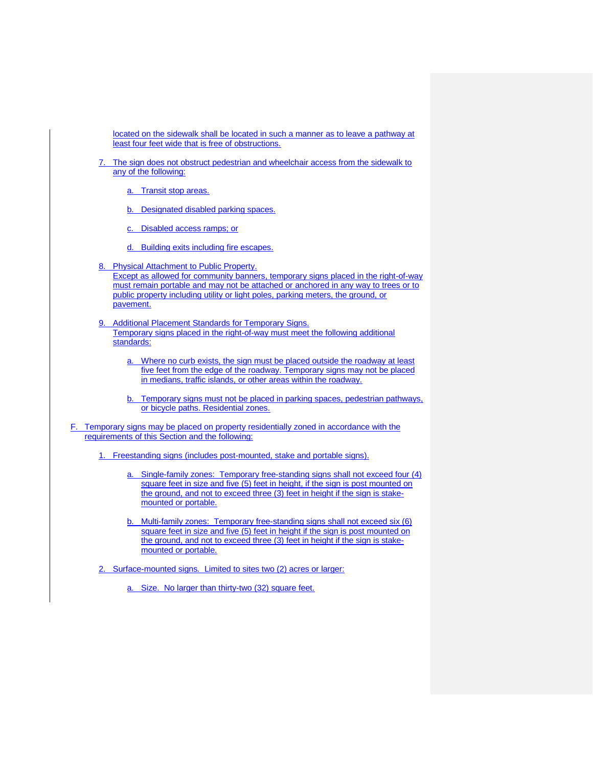located on the sidewalk shall be located in such a manner as to leave a pathway at least four feet wide that is free of obstructions.

7. The sign does not obstruct pedestrian and wheelchair access from the sidewalk to any of the following:

   a. Transit stop areas.

   b. Designated disabled parking spaces.

   c. Disabled access ramps; or

   d. Building exits including fire escapes.

8. Physical Attachment to Public Property.
   Except as allowed for community banners, temporary signs placed in the right-of-way must remain portable and may not be attached or anchored in any way to trees or to public property including utility or light poles, parking meters, the ground, or pavement.

9. Additional Placement Standards for Temporary Signs.
   Temporary signs placed in the right-of-way must meet the following additional standards:

   a. Where no curb exists, the sign must be placed outside the roadway at least five feet from the edge of the roadway. Temporary signs may not be placed in medians, traffic islands, or other areas within the roadway.

   b. Temporary signs must not be placed in parking spaces, pedestrian pathways, or bicycle paths. Residential zones.

F. Temporary signs may be placed on property residentially zoned in accordance with the requirements of this Section and the following:

   1. Freestanding signs (includes post-mounted, stake and portable signs).

      a. Single-family zones: Temporary free-standing signs shall not exceed four (4) square feet in size and five (5) feet in height, if the sign is post mounted on the ground, and not to exceed three (3) feet in height if the sign is stake-mounted or portable.

      b. Multi-family zones: Temporary free-standing signs shall not exceed six (6) square feet in size and five (5) feet in height if the sign is post mounted on the ground, and not to exceed three (3) feet in height if the sign is stake-mounted or portable.

   2. Surface-mounted signs. Limited to sites two (2) acres or larger:

      a. Size. No larger than thirty-two (32) square feet.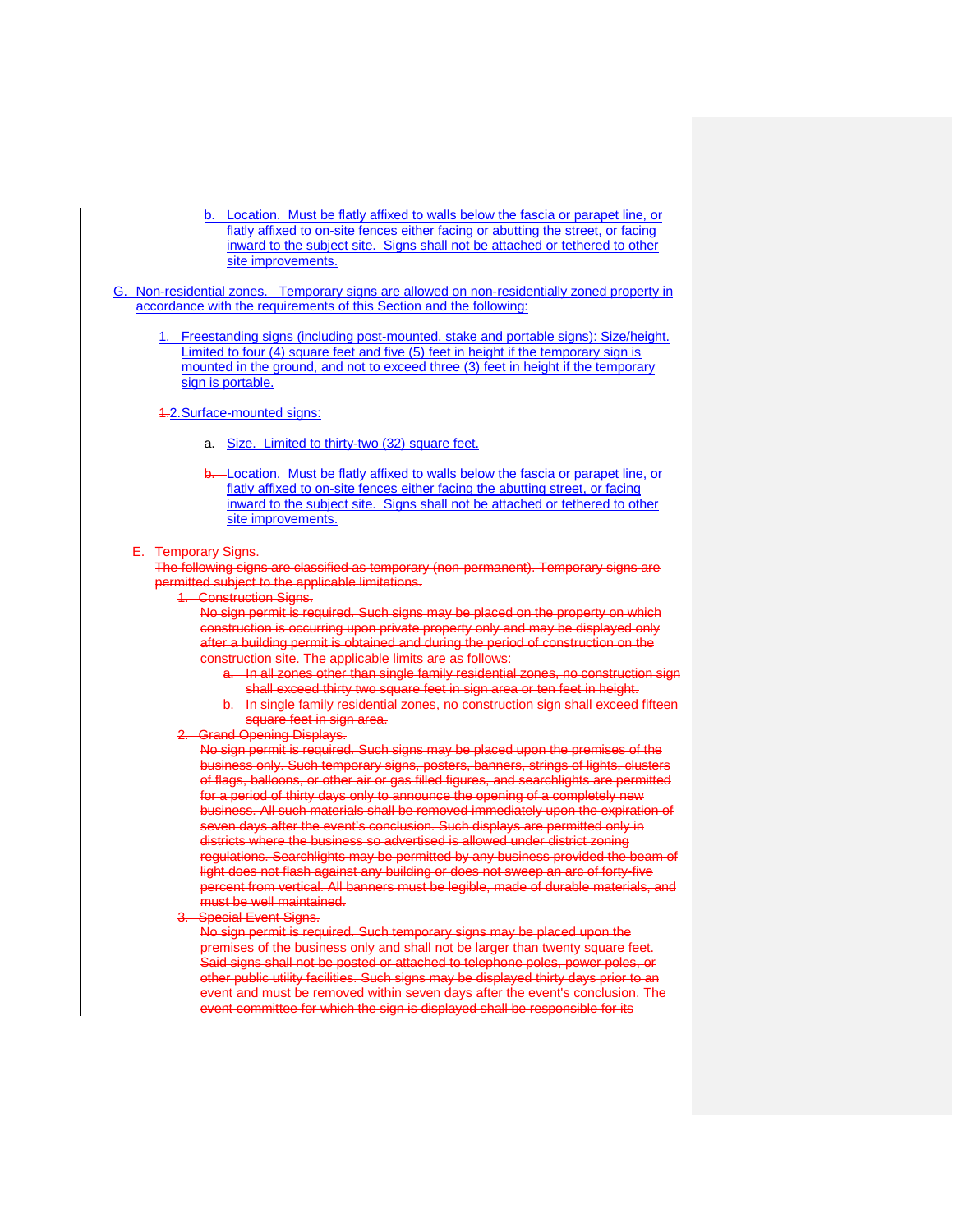b. Location. Must be flatly affixed to walls below the fascia or parapet line, or flatly affixed to on-site fences either facing or abutting the street, or facing inward to the subject site. Signs shall not be attached or tethered to other site improvements.

G. Non-residential zones. Temporary signs are allowed on non-residentially zoned property in accordance with the requirements of this Section and the following:

1. Freestanding signs (including post-mounted, stake and portable signs): Size/height. Limited to four (4) square feet and five (5) feet in height if the temporary sign is mounted in the ground, and not to exceed three (3) feet in height if the temporary sign is portable.

~~1.~~2. Surface-mounted signs:

a. Size. Limited to thirty-two (32) square feet.

~~b.~~ Location. Must be flatly affixed to walls below the fascia or parapet line, or flatly affixed to on-site fences either facing the abutting street, or facing inward to the subject site. Signs shall not be attached or tethered to other site improvements.

~~E. Temporary Signs.~~
~~The following signs are classified as temporary (non-permanent). Temporary signs are permitted subject to the applicable limitations.~~

~~1. Construction Signs.~~
~~No sign permit is required. Such signs may be placed on the property on which construction is occurring upon private property only and may be displayed only after a building permit is obtained and during the period of construction on the construction site. The applicable limits are as follows:~~

~~a. In all zones other than single family residential zones, no construction sign shall exceed thirty two square feet in sign area or ten feet in height.~~

~~b. In single family residential zones, no construction sign shall exceed fifteen square feet in sign area.~~

~~2. Grand Opening Displays.~~
~~No sign permit is required. Such signs may be placed upon the premises of the business only. Such temporary signs, posters, banners, strings of lights, clusters of flags, balloons, or other air or gas filled figures, and searchlights are permitted for a period of thirty days only to announce the opening of a completely new business. All such materials shall be removed immediately upon the expiration of seven days after the event's conclusion. Such displays are permitted only in districts where the business so advertised is allowed under district zoning regulations. Searchlights may be permitted by any business provided the beam of light does not flash against any building or does not sweep an arc of forty-five percent from vertical. All banners must be legible, made of durable materials, and must be well maintained.~~

~~3. Special Event Signs.~~
~~No sign permit is required. Such temporary signs may be placed upon the premises of the business only and shall not be larger than twenty square feet. Said signs shall not be posted or attached to telephone poles, power poles, or other public utility facilities. Such signs may be displayed thirty days prior to an event and must be removed within seven days after the event's conclusion. The event committee for which the sign is displayed shall be responsible for its~~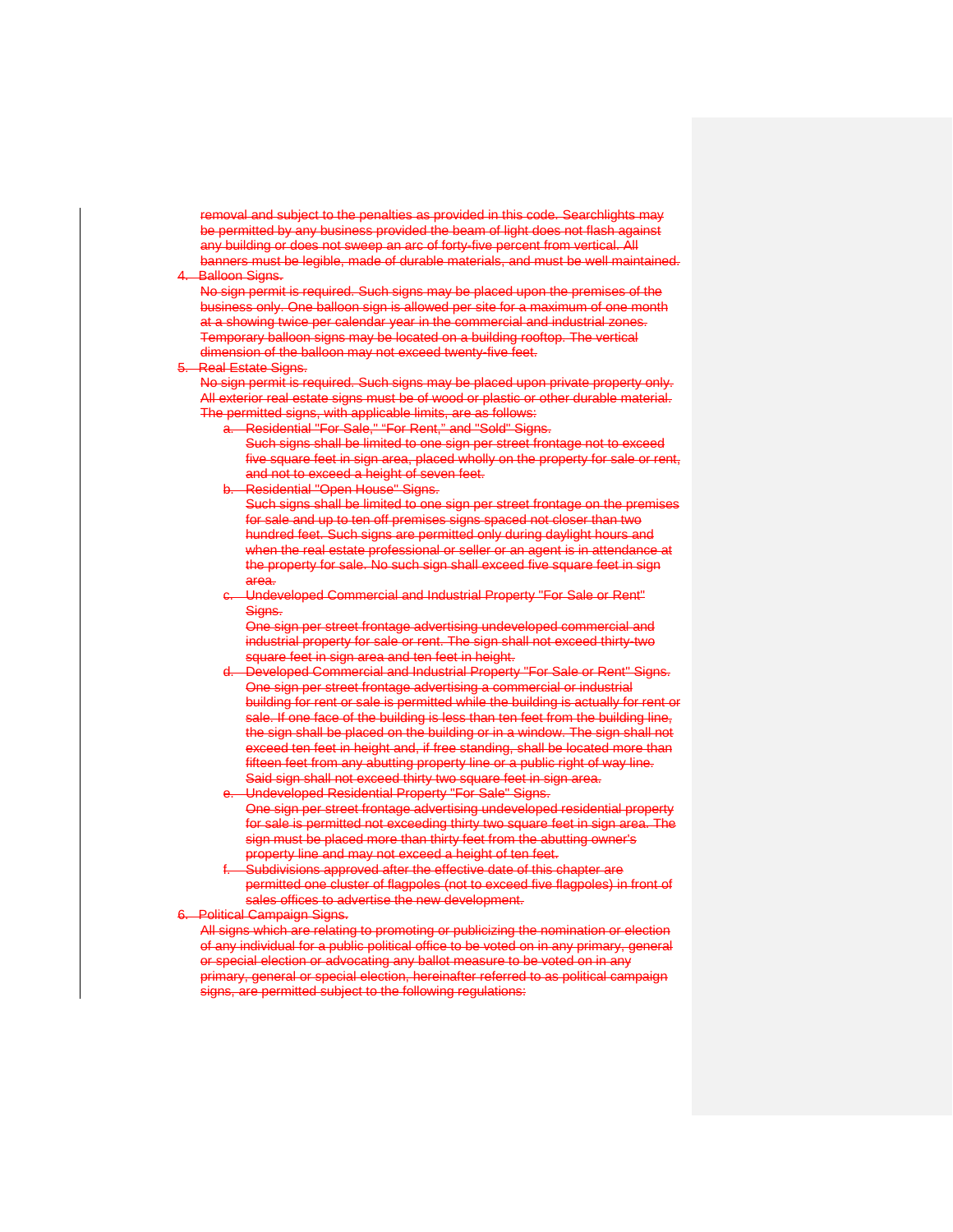removal and subject to the penalties as provided in this code. Searchlights may be permitted by any business provided the beam of light does not flash against any building or does not sweep an arc of forty-five percent from vertical. All banners must be legible, made of durable materials, and must be well maintained.

4. Balloon Signs.
   No sign permit is required. Such signs may be placed upon the premises of the business only. One balloon sign is allowed per site for a maximum of one month at a showing twice per calendar year in the commercial and industrial zones. Temporary balloon signs may be located on a building rooftop. The vertical dimension of the balloon may not exceed twenty-five feet.

5. Real Estate Signs.
   No sign permit is required. Such signs may be placed upon private property only. All exterior real estate signs must be of wood or plastic or other durable material. The permitted signs, with applicable limits, are as follows:

   a. Residential "For Sale," "For Rent," and "Sold" Signs.
      Such signs shall be limited to one sign per street frontage not to exceed five square feet in sign area, placed wholly on the property for sale or rent, and not to exceed a height of seven feet.

   b. Residential "Open House" Signs.
      Such signs shall be limited to one sign per street frontage on the premises for sale and up to ten off premises signs spaced not closer than two hundred feet. Such signs are permitted only during daylight hours and when the real estate professional or seller or an agent is in attendance at the property for sale. No such sign shall exceed five square feet in sign area.

   c. Undeveloped Commercial and Industrial Property "For Sale or Rent" Signs.
      One sign per street frontage advertising undeveloped commercial and industrial property for sale or rent. The sign shall not exceed thirty-two square feet in sign area and ten feet in height.

   d. Developed Commercial and Industrial Property "For Sale or Rent" Signs.
      One sign per street frontage advertising a commercial or industrial building for rent or sale is permitted while the building is actually for rent or sale. If one face of the building is less than ten feet from the building line, the sign shall be placed on the building or in a window. The sign shall not exceed ten feet in height and, if free standing, shall be located more than fifteen feet from any abutting property line or a public right of way line. Said sign shall not exceed thirty two square feet in sign area.

   e. Undeveloped Residential Property "For Sale" Signs.
      One sign per street frontage advertising undeveloped residential property for sale is permitted not exceeding thirty two square feet in sign area. The sign must be placed more than thirty feet from the abutting owner's property line and may not exceed a height of ten feet.

   f. Subdivisions approved after the effective date of this chapter are permitted one cluster of flagpoles (not to exceed five flagpoles) in front of sales offices to advertise the new development.

6. Political Campaign Signs.
   All signs which are relating to promoting or publicizing the nomination or election of any individual for a public political office to be voted on in any primary, general or special election or advocating any ballot measure to be voted on in any primary, general or special election, hereinafter referred to as political campaign signs, are permitted subject to the following regulations: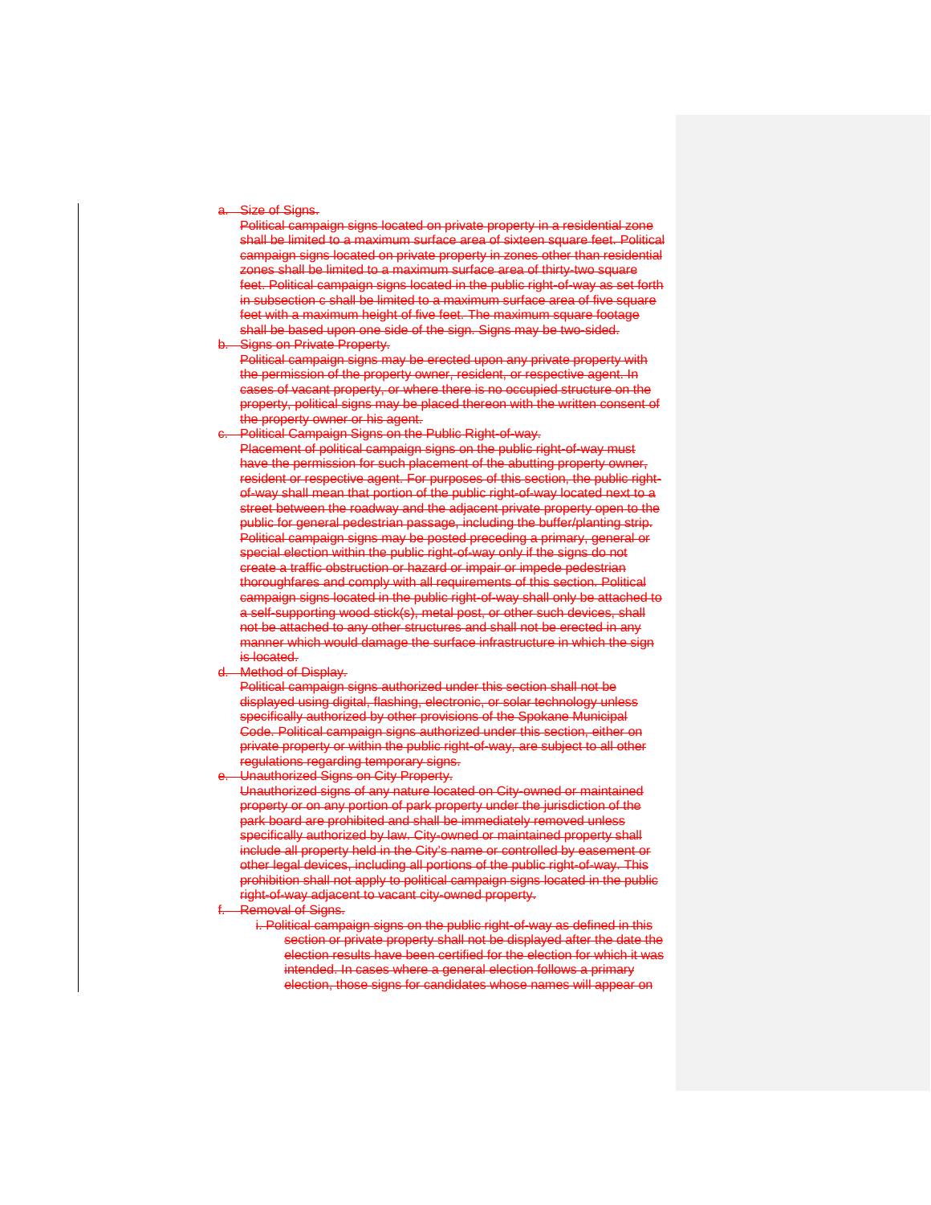~~a. Size of Signs.~~

~~Political campaign signs located on private property in a residential zone shall be limited to a maximum surface area of sixteen square feet. Political campaign signs located on private property in zones other than residential zones shall be limited to a maximum surface area of thirty-two square feet. Political campaign signs located in the public right-of-way as set forth in subsection c shall be limited to a maximum surface area of five square feet with a maximum height of five feet. The maximum square footage shall be based upon one side of the sign. Signs may be two-sided.~~

~~b. Signs on Private Property.~~

~~Political campaign signs may be erected upon any private property with the permission of the property owner, resident, or respective agent. In cases of vacant property, or where there is no occupied structure on the property, political signs may be placed thereon with the written consent of the property owner or his agent.~~

~~c. Political Campaign Signs on the Public Right-of-way.~~

~~Placement of political campaign signs on the public right-of-way must have the permission for such placement of the abutting property owner, resident or respective agent. For purposes of this section, the public right-of-way shall mean that portion of the public right-of-way located next to a street between the roadway and the adjacent private property open to the public for general pedestrian passage, including the buffer/planting strip. Political campaign signs may be posted preceding a primary, general or special election within the public right-of-way only if the signs do not create a traffic obstruction or hazard or impair or impede pedestrian thoroughfares and comply with all requirements of this section. Political campaign signs located in the public right-of-way shall only be attached to a self-supporting wood stick(s), metal post, or other such devices, shall not be attached to any other structures and shall not be erected in any manner which would damage the surface infrastructure in which the sign is located.~~

~~d. Method of Display.~~

~~Political campaign signs authorized under this section shall not be displayed using digital, flashing, electronic, or solar technology unless specifically authorized by other provisions of the Spokane Municipal Code. Political campaign signs authorized under this section, either on private property or within the public right-of-way, are subject to all other regulations regarding temporary signs.~~

~~e. Unauthorized Signs on City Property.~~

~~Unauthorized signs of any nature located on City-owned or maintained property or on any portion of park property under the jurisdiction of the park board are prohibited and shall be immediately removed unless specifically authorized by law. City-owned or maintained property shall include all property held in the City's name or controlled by easement or other legal devices, including all portions of the public right-of-way. This prohibition shall not apply to political campaign signs located in the public right-of-way adjacent to vacant city-owned property.~~

~~f. Removal of Signs.~~

~~i. Political campaign signs on the public right-of-way as defined in this section or private property shall not be displayed after the date the election results have been certified for the election for which it was intended. In cases where a general election follows a primary election, those signs for candidates whose names will appear on~~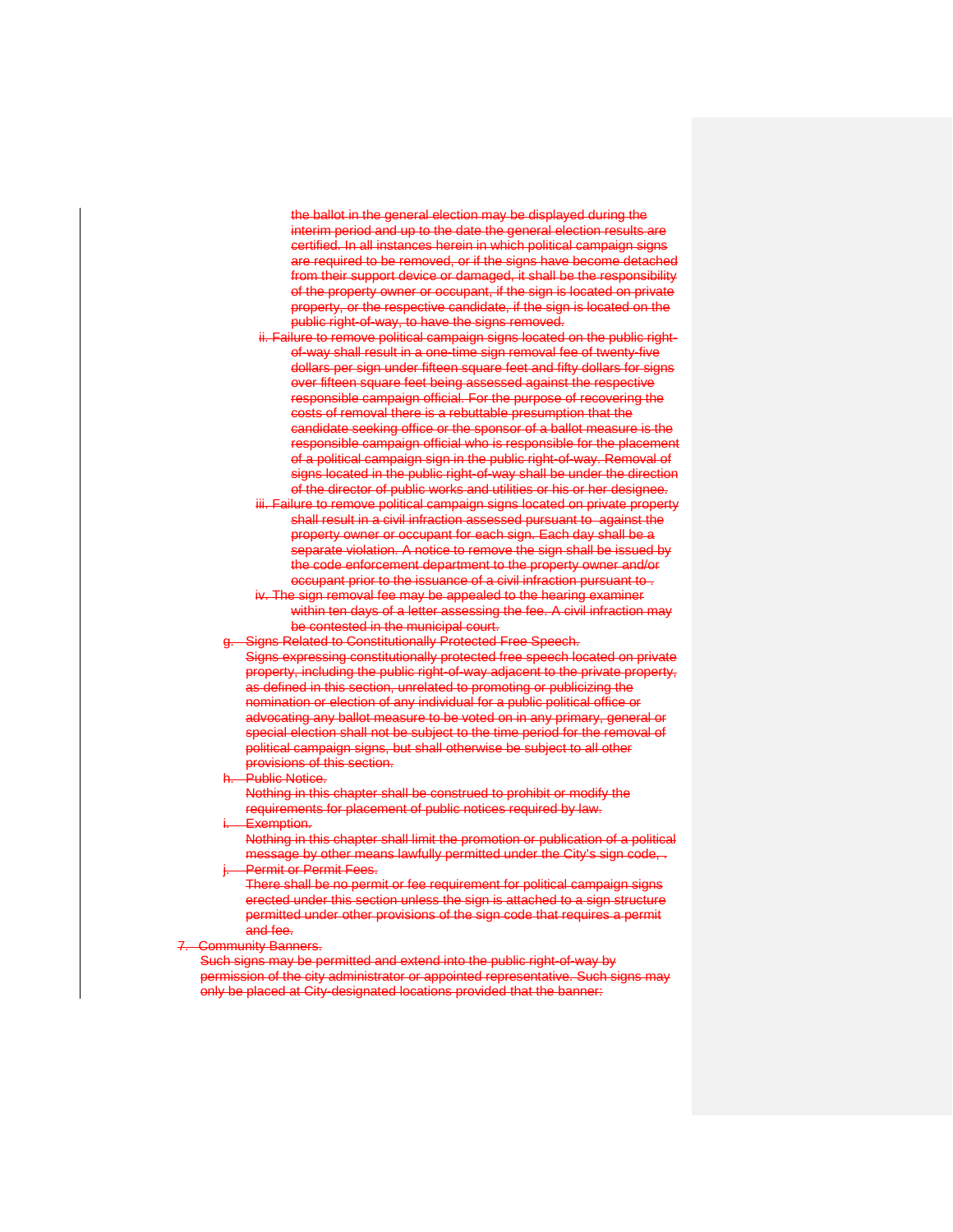the ballot in the general election may be displayed during the interim period and up to the date the general election results are certified. In all instances herein in which political campaign signs are required to be removed, or if the signs have become detached from their support device or damaged, it shall be the responsibility of the property owner or occupant, if the sign is located on private property, or the respective candidate, if the sign is located on the public right-of-way, to have the signs removed.

ii. Failure to remove political campaign signs located on the public right-of-way shall result in a one-time sign removal fee of twenty-five dollars per sign under fifteen square feet and fifty dollars for signs over fifteen square feet being assessed against the respective responsible campaign official. For the purpose of recovering the costs of removal there is a rebuttable presumption that the candidate seeking office or the sponsor of a ballot measure is the responsible campaign official who is responsible for the placement of a political campaign sign in the public right-of-way. Removal of signs located in the public right-of-way shall be under the direction of the director of public works and utilities or his or her designee.

iii. Failure to remove political campaign signs located on private property shall result in a civil infraction assessed pursuant to  against the property owner or occupant for each sign. Each day shall be a separate violation. A notice to remove the sign shall be issued by the code enforcement department to the property owner and/or occupant prior to the issuance of a civil infraction pursuant to .

iv. The sign removal fee may be appealed to the hearing examiner within ten days of a letter assessing the fee. A civil infraction may be contested in the municipal court.

g. Signs Related to Constitutionally Protected Free Speech.
Signs expressing constitutionally protected free speech located on private property, including the public right-of-way adjacent to the private property, as defined in this section, unrelated to promoting or publicizing the nomination or election of any individual for a public political office or advocating any ballot measure to be voted on in any primary, general or special election shall not be subject to the time period for the removal of political campaign signs, but shall otherwise be subject to all other provisions of this section.

h. Public Notice.
Nothing in this chapter shall be construed to prohibit or modify the requirements for placement of public notices required by law.

i. Exemption.
Nothing in this chapter shall limit the promotion or publication of a political message by other means lawfully permitted under the City's sign code, .

j. Permit or Permit Fees.
There shall be no permit or fee requirement for political campaign signs erected under this section unless the sign is attached to a sign structure permitted under other provisions of the sign code that requires a permit and fee.

7. Community Banners.
Such signs may be permitted and extend into the public right-of-way by permission of the city administrator or appointed representative. Such signs may only be placed at City-designated locations provided that the banner: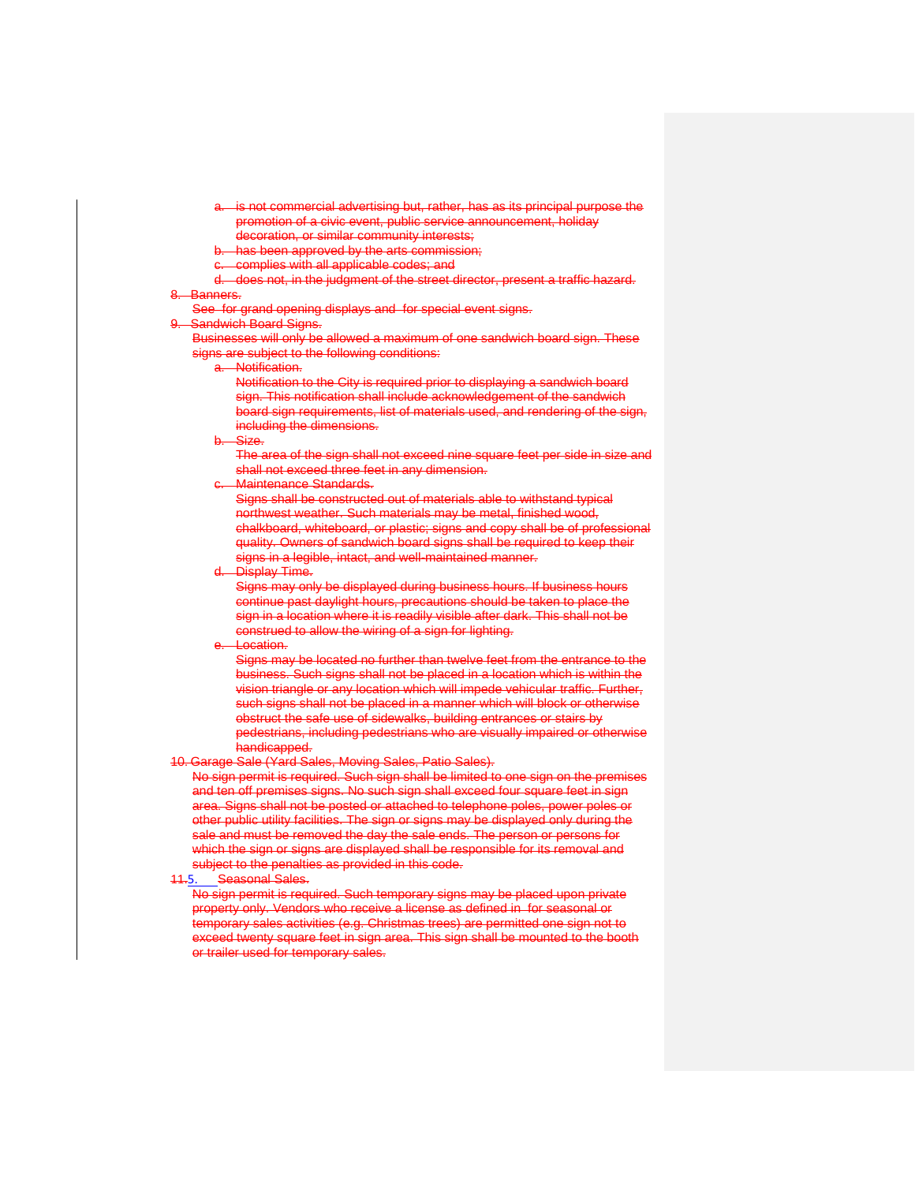a. is not commercial advertising but, rather, has as its principal purpose the promotion of a civic event, public service announcement, holiday decoration, or similar community interests;
b. has been approved by the arts commission;
c. complies with all applicable codes; and
d. does not, in the judgment of the street director, present a traffic hazard.

8. Banners.
   See for grand opening displays and for special event signs.

9. Sandwich Board Signs.
   Businesses will only be allowed a maximum of one sandwich board sign. These signs are subject to the following conditions:
   a. Notification.
      Notification to the City is required prior to displaying a sandwich board sign. This notification shall include acknowledgement of the sandwich board sign requirements, list of materials used, and rendering of the sign, including the dimensions.
   b. Size.
      The area of the sign shall not exceed nine square feet per side in size and shall not exceed three feet in any dimension.
   c. Maintenance Standards.
      Signs shall be constructed out of materials able to withstand typical northwest weather. Such materials may be metal, finished wood, chalkboard, whiteboard, or plastic; signs and copy shall be of professional quality. Owners of sandwich board signs shall be required to keep their signs in a legible, intact, and well-maintained manner.
   d. Display Time.
      Signs may only be displayed during business hours. If business hours continue past daylight hours, precautions should be taken to place the sign in a location where it is readily visible after dark. This shall not be construed to allow the wiring of a sign for lighting.
   e. Location.
      Signs may be located no further than twelve feet from the entrance to the business. Such signs shall not be placed in a location which is within the vision triangle or any location which will impede vehicular traffic. Further, such signs shall not be placed in a manner which will block or otherwise obstruct the safe use of sidewalks, building entrances or stairs by pedestrians, including pedestrians who are visually impaired or otherwise handicapped.

10. Garage Sale (Yard Sales, Moving Sales, Patio Sales).
    No sign permit is required. Such sign shall be limited to one sign on the premises and ten off premises signs. No such sign shall exceed four square feet in sign area. Signs shall not be posted or attached to telephone poles, power poles or other public utility facilities. The sign or signs may be displayed only during the sale and must be removed the day the sale ends. The person or persons for which the sign or signs are displayed shall be responsible for its removal and subject to the penalties as provided in this code.

11.5. Seasonal Sales.
    No sign permit is required. Such temporary signs may be placed upon private property only. Vendors who receive a license as defined in for seasonal or temporary sales activities (e.g. Christmas trees) are permitted one sign not to exceed twenty square feet in sign area. This sign shall be mounted to the booth or trailer used for temporary sales.